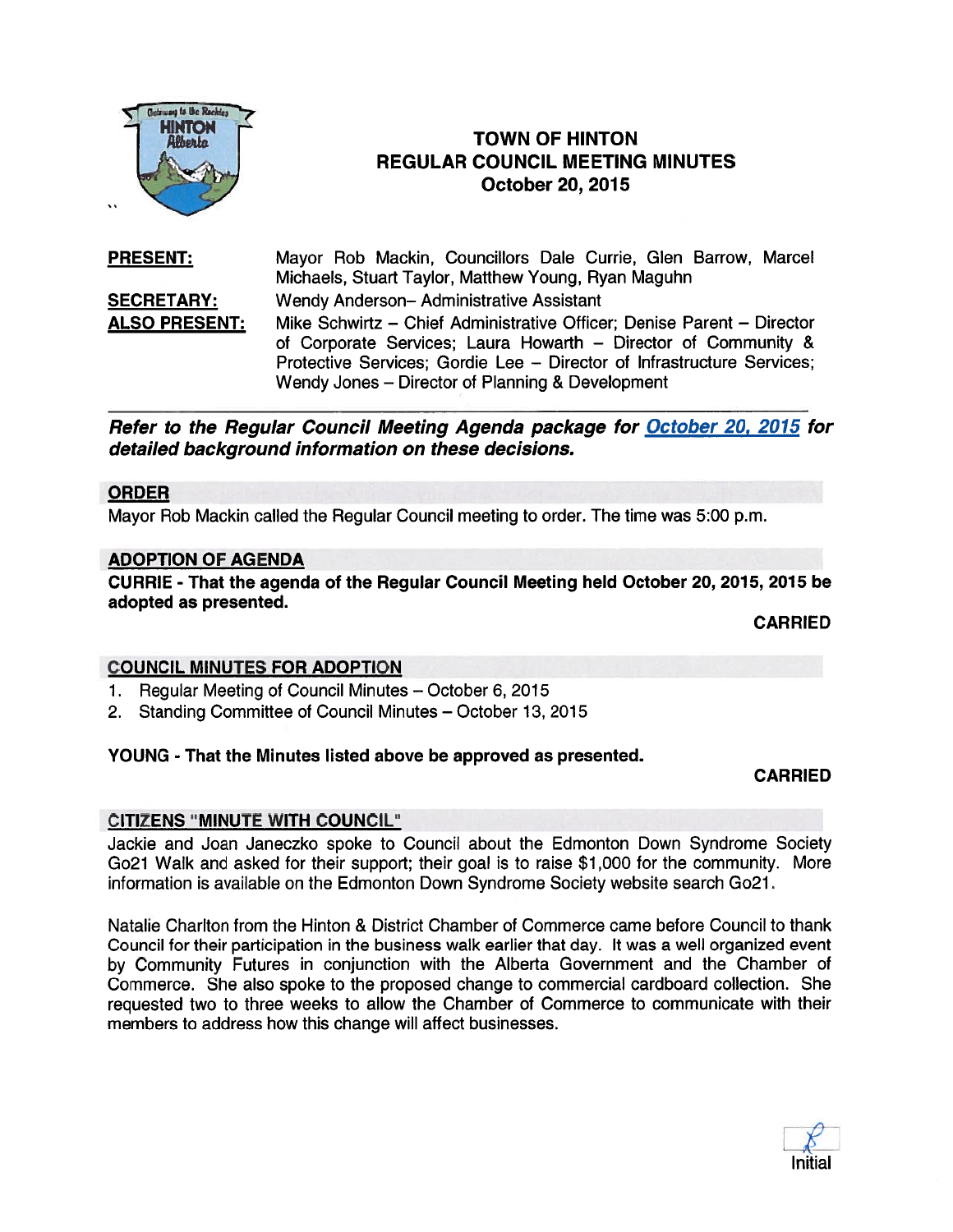# TOWN OF HINTON
## REGULAR COUNCIL MEETING MINUTES
### October 20, 2015

**PRESENT:** Mayor Rob Mackin, Councillors Dale Currie, Glen Barrow, Marcel Michaels, Stuart Taylor, Matthew Young, Ryan Maguhn

**SECRETARY:** Wendy Anderson– Administrative Assistant

**ALSO PRESENT:** Mike Schwirtz – Chief Administrative Officer; Denise Parent – Director of Corporate Services; Laura Howarth – Director of Community & Protective Services; Gordie Lee – Director of Infrastructure Services; Wendy Jones – Director of Planning & Development

---

***Refer to the Regular Council Meeting Agenda package for October 20, 2015 for detailed background information on these decisions.***

## ORDER

Mayor Rob Mackin called the Regular Council meeting to order. The time was 5:00 p.m.

## ADOPTION OF AGENDA

**CURRIE - That the agenda of the Regular Council Meeting held October 20, 2015, 2015 be adopted as presented.**

**CARRIED**

## COUNCIL MINUTES FOR ADOPTION

1. Regular Meeting of Council Minutes – October 6, 2015
2. Standing Committee of Council Minutes – October 13, 2015

**YOUNG - That the Minutes listed above be approved as presented.**

**CARRIED**

## CITIZENS "MINUTE WITH COUNCIL"

Jackie and Joan Janeczko spoke to Council about the Edmonton Down Syndrome Society Go21 Walk and asked for their support; their goal is to raise $1,000 for the community. More information is available on the Edmonton Down Syndrome Society website search Go21.

Natalie Charlton from the Hinton & District Chamber of Commerce came before Council to thank Council for their participation in the business walk earlier that day. It was a well organized event by Community Futures in conjunction with the Alberta Government and the Chamber of Commerce. She also spoke to the proposed change to commercial cardboard collection. She requested two to three weeks to allow the Chamber of Commerce to communicate with their members to address how this change will affect businesses.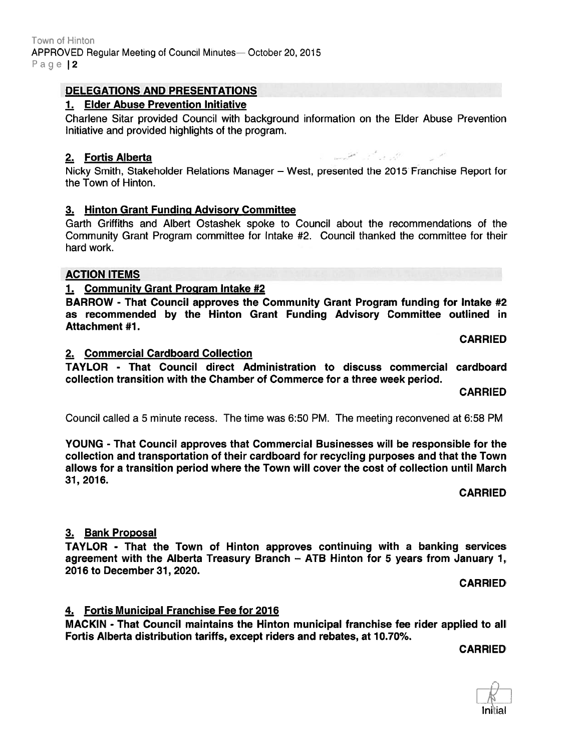## DELEGATIONS AND PRESENTATIONS

### 1. Elder Abuse Prevention Initiative

Charlene Sitar provided Council with background information on the Elder Abuse Prevention Initiative and provided highlights of the program.

### 2. Fortis Alberta

Nicky Smith, Stakeholder Relations Manager – West, presented the 2015 Franchise Report for the Town of Hinton.

### 3. Hinton Grant Funding Advisory Committee

Garth Griffiths and Albert Ostashek spoke to Council about the recommendations of the Community Grant Program committee for Intake #2. Council thanked the committee for their hard work.

## ACTION ITEMS

### 1. Community Grant Program Intake #2

**BARROW - That Council approves the Community Grant Program funding for Intake #2 as recommended by the Hinton Grant Funding Advisory Committee outlined in Attachment #1.**

**CARRIED**

### 2. Commercial Cardboard Collection

**TAYLOR - That Council direct Administration to discuss commercial cardboard collection transition with the Chamber of Commerce for a three week period.**

**CARRIED**

Council called a 5 minute recess. The time was 6:50 PM. The meeting reconvened at 6:58 PM

**YOUNG - That Council approves that Commercial Businesses will be responsible for the collection and transportation of their cardboard for recycling purposes and that the Town allows for a transition period where the Town will cover the cost of collection until March 31, 2016.**

**CARRIED**

### 3. Bank Proposal

**TAYLOR - That the Town of Hinton approves continuing with a banking services agreement with the Alberta Treasury Branch – ATB Hinton for 5 years from January 1, 2016 to December 31, 2020.**

**CARRIED**

### 4. Fortis Municipal Franchise Fee for 2016

**MACKIN - That Council maintains the Hinton municipal franchise fee rider applied to all Fortis Alberta distribution tariffs, except riders and rebates, at 10.70%.**

**CARRIED**

Initial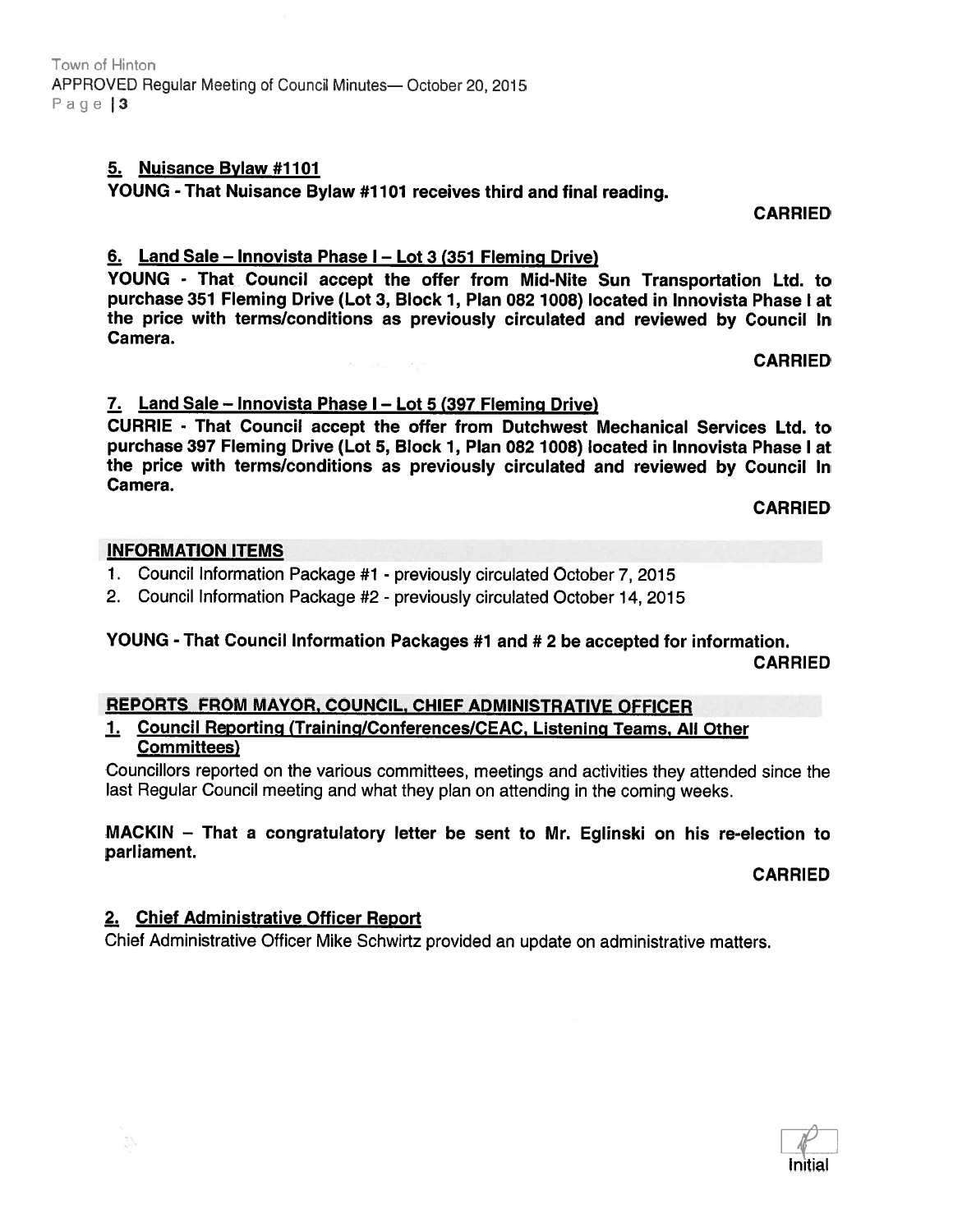**5. Nuisance Bylaw #1101**

**YOUNG - That Nuisance Bylaw #1101 receives third and final reading.**

**CARRIED**

**6. Land Sale – Innovista Phase I – Lot 3 (351 Fleming Drive)**

**YOUNG - That Council accept the offer from Mid-Nite Sun Transportation Ltd. to purchase 351 Fleming Drive (Lot 3, Block 1, Plan 082 1008) located in Innovista Phase I at the price with terms/conditions as previously circulated and reviewed by Council In Camera.**

**CARRIED**

**7. Land Sale – Innovista Phase I – Lot 5 (397 Fleming Drive)**

**CURRIE - That Council accept the offer from Dutchwest Mechanical Services Ltd. to purchase 397 Fleming Drive (Lot 5, Block 1, Plan 082 1008) located in Innovista Phase I at the price with terms/conditions as previously circulated and reviewed by Council In Camera.**

**CARRIED**

## INFORMATION ITEMS

1. Council Information Package #1 - previously circulated October 7, 2015
2. Council Information Package #2 - previously circulated October 14, 2015

**YOUNG - That Council Information Packages #1 and # 2 be accepted for information.**

**CARRIED**

## REPORTS FROM MAYOR, COUNCIL, CHIEF ADMINISTRATIVE OFFICER

**1. Council Reporting (Training/Conferences/CEAC, Listening Teams, All Other Committees)**

Councillors reported on the various committees, meetings and activities they attended since the last Regular Council meeting and what they plan on attending in the coming weeks.

**MACKIN – That a congratulatory letter be sent to Mr. Eglinski on his re-election to parliament.**

**CARRIED**

**2. Chief Administrative Officer Report**

Chief Administrative Officer Mike Schwirtz provided an update on administrative matters.

Initial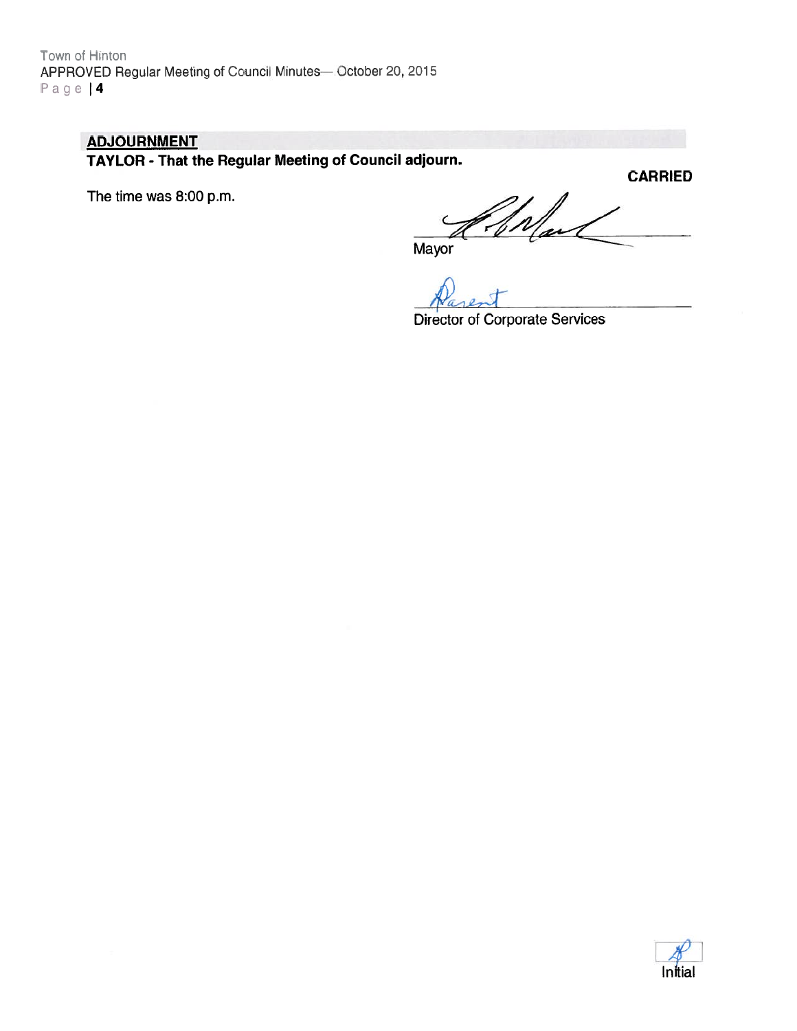## ADJOUNMENT

**TAYLOR - That the Regular Meeting of Council adjourn.**

**CARRIED**

The time was 8:00 p.m.

Mayor

Director of Corporate Services

Initial

## ADJOURNMENT

**TAYLOR - That the Regular Meeting of Council adjourn.**

**CARRIED**

The time was 8:00 p.m.

Mayor

Director of Corporate Services

Initial